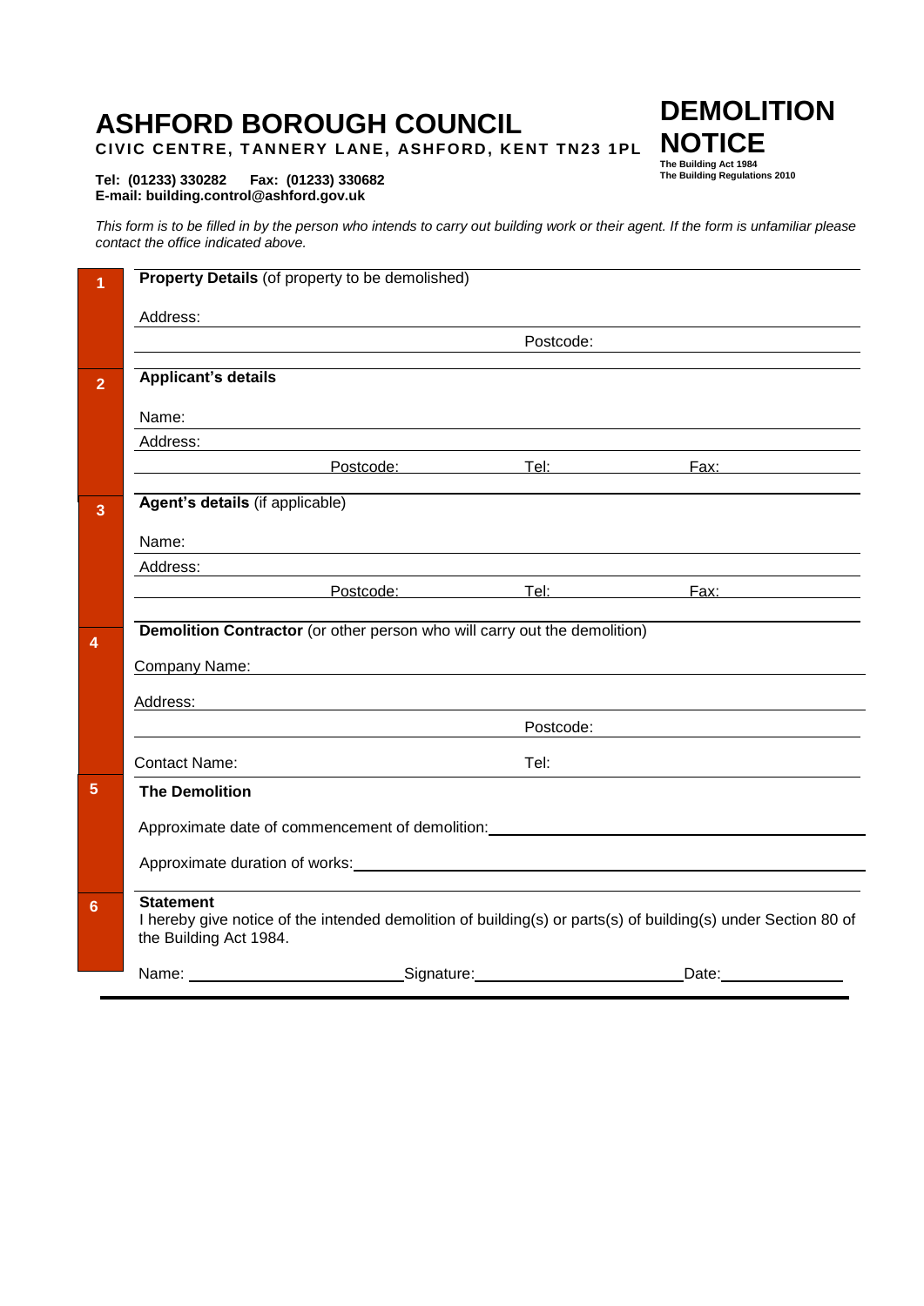# ASHFORD BOROUGH COUNCIL

**CIVIC CENTRE, TANNERY LANE, ASHFORD, KENT TN23 1PL**

**Tel: (01233) 330282    Fax: (01233) 330682**
**E-mail: building.control@ashford.gov.uk**

# DEMOLITION NOTICE

**The Building Act 1984**
**The Building Regulations 2010**

*This form is to be filled in by the person who intends to carry out building work or their agent. If the form is unfamiliar please contact the office indicated above.*

## 1 Property Details (of property to be demolished)

Address:

Postcode:

## 2 Applicant's details

Name:

Address:

Postcode: Tel: Fax:

## 3 Agent's details (if applicable)

Name:

Address:

Postcode: Tel: Fax:

## 4 Demolition Contractor (or other person who will carry out the demolition)

Company Name:

Address:

Postcode:

Contact Name: Tel:

## 5 The Demolition

Approximate date of commencement of demolition:

Approximate duration of works:

## 6 Statement

I hereby give notice of the intended demolition of building(s) or parts(s) of building(s) under Section 80 of the Building Act 1984.

Name: Signature: Date: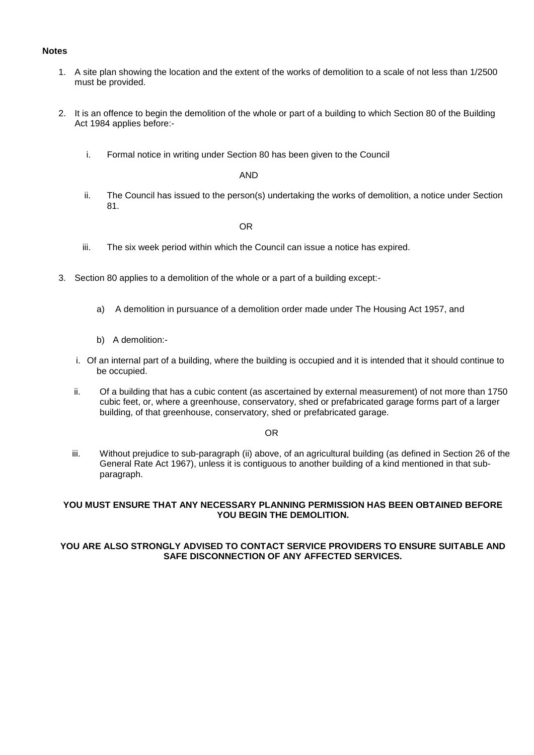**Notes**

1. A site plan showing the location and the extent of the works of demolition to a scale of not less than 1/2500 must be provided.

2. It is an offence to begin the demolition of the whole or part of a building to which Section 80 of the Building Act 1984 applies before:-

   i. Formal notice in writing under Section 80 has been given to the Council

   AND

   ii. The Council has issued to the person(s) undertaking the works of demolition, a notice under Section 81.

   OR

   iii. The six week period within which the Council can issue a notice has expired.

3. Section 80 applies to a demolition of the whole or a part of a building except:-

   a) A demolition in pursuance of a demolition order made under The Housing Act 1957, and

   b) A demolition:-

   i. Of an internal part of a building, where the building is occupied and it is intended that it should continue to be occupied.

   ii. Of a building that has a cubic content (as ascertained by external measurement) of not more than 1750 cubic feet, or, where a greenhouse, conservatory, shed or prefabricated garage forms part of a larger building, of that greenhouse, conservatory, shed or prefabricated garage.

   OR

   iii. Without prejudice to sub-paragraph (ii) above, of an agricultural building (as defined in Section 26 of the General Rate Act 1967), unless it is contiguous to another building of a kind mentioned in that sub-paragraph.

**YOU MUST ENSURE THAT ANY NECESSARY PLANNING PERMISSION HAS BEEN OBTAINED BEFORE YOU BEGIN THE DEMOLITION.**

**YOU ARE ALSO STRONGLY ADVISED TO CONTACT SERVICE PROVIDERS TO ENSURE SUITABLE AND SAFE DISCONNECTION OF ANY AFFECTED SERVICES.**